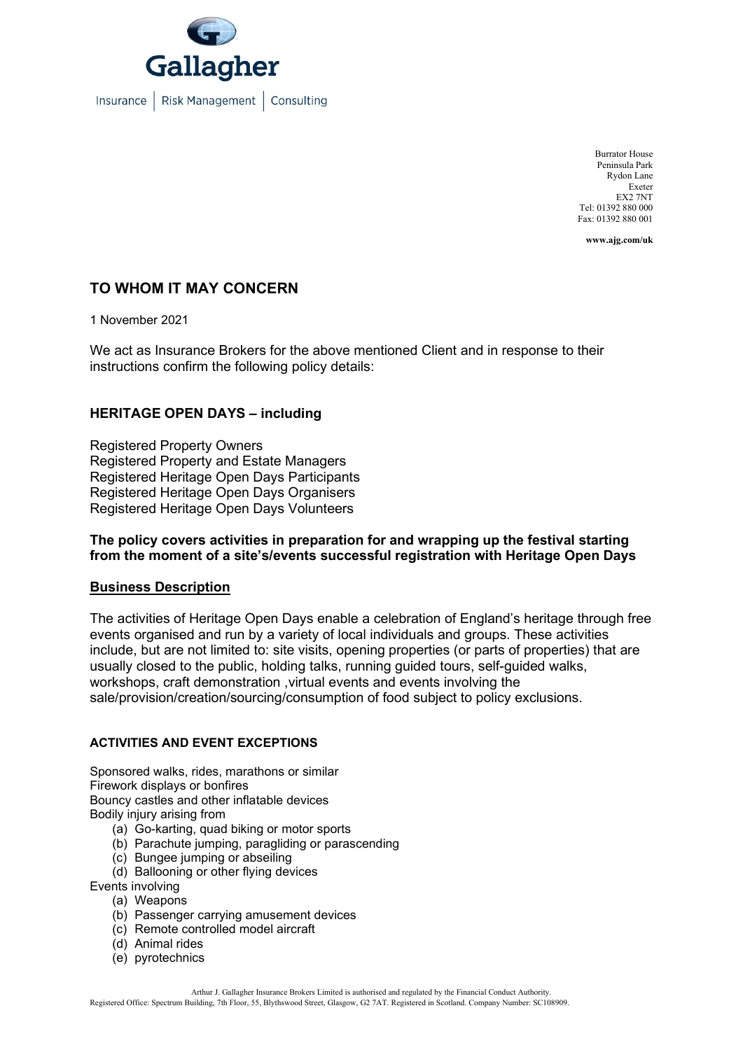Gallagher

Insurance | Risk Management | Consulting

Burrator House
Peninsula Park
Rydon Lane
Exeter
EX2 7NT
Tel: 01392 880 000
Fax: 01392 880 001

**www.ajg.com/uk**

## TO WHOM IT MAY CONCERN

1 November 2021

We act as Insurance Brokers for the above mentioned Client and in response to their instructions confirm the following policy details:

### HERITAGE OPEN DAYS – including

Registered Property Owners
Registered Property and Estate Managers
Registered Heritage Open Days Participants
Registered Heritage Open Days Organisers
Registered Heritage Open Days Volunteers

**The policy covers activities in preparation for and wrapping up the festival starting from the moment of a site's/events successful registration with Heritage Open Days**

**Business Description**

The activities of Heritage Open Days enable a celebration of England's heritage through free events organised and run by a variety of local individuals and groups. These activities include, but are not limited to: site visits, opening properties (or parts of properties) that are usually closed to the public, holding talks, running guided tours, self-guided walks, workshops, craft demonstration ,virtual events and events involving the sale/provision/creation/sourcing/consumption of food subject to policy exclusions.

**ACTIVITIES AND EVENT EXCEPTIONS**

Sponsored walks, rides, marathons or similar
Firework displays or bonfires
Bouncy castles and other inflatable devices
Bodily injury arising from
- (a) Go-karting, quad biking or motor sports
- (b) Parachute jumping, paragliding or parascending
- (c) Bungee jumping or abseiling
- (d) Ballooning or other flying devices

Events involving
- (a) Weapons
- (b) Passenger carrying amusement devices
- (c) Remote controlled model aircraft
- (d) Animal rides
- (e) pyrotechnics

Arthur J. Gallagher Insurance Brokers Limited is authorised and regulated by the Financial Conduct Authority.
Registered Office: Spectrum Building, 7th Floor, 55, Blythswood Street, Glasgow, G2 7AT. Registered in Scotland. Company Number: SC108909.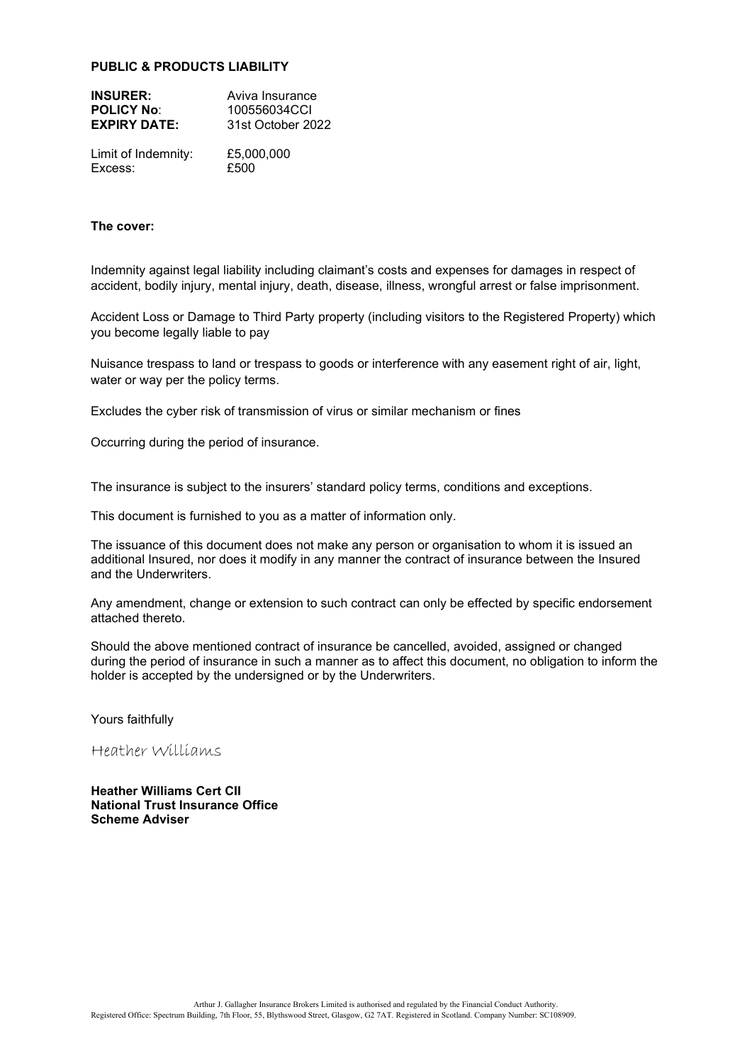**PUBLIC & PRODUCTS LIABILITY**

| | |
|---|---|
| **INSURER:** | Aviva Insurance |
| **POLICY No**: | 100556034CCI |
| **EXPIRY DATE:** | 31st October 2022 |
| Limit of Indemnity: | £5,000,000 |
| Excess: | £500 |

**The cover:**

Indemnity against legal liability including claimant's costs and expenses for damages in respect of accident, bodily injury, mental injury, death, disease, illness, wrongful arrest or false imprisonment.

Accident Loss or Damage to Third Party property (including visitors to the Registered Property) which you become legally liable to pay

Nuisance trespass to land or trespass to goods or interference with any easement right of air, light, water or way per the policy terms.

Excludes the cyber risk of transmission of virus or similar mechanism or fines

Occurring during the period of insurance.

The insurance is subject to the insurers' standard policy terms, conditions and exceptions.

This document is furnished to you as a matter of information only.

The issuance of this document does not make any person or organisation to whom it is issued an additional Insured, nor does it modify in any manner the contract of insurance between the Insured and the Underwriters.

Any amendment, change or extension to such contract can only be effected by specific endorsement attached thereto.

Should the above mentioned contract of insurance be cancelled, avoided, assigned or changed during the period of insurance in such a manner as to affect this document, no obligation to inform the holder is accepted by the undersigned or by the Underwriters.

Yours faithfully

Heather Williams

**Heather Williams Cert CII**
**National Trust Insurance Office**
**Scheme Adviser**

Arthur J. Gallagher Insurance Brokers Limited is authorised and regulated by the Financial Conduct Authority.
Registered Office: Spectrum Building, 7th Floor, 55, Blythswood Street, Glasgow, G2 7AT. Registered in Scotland. Company Number: SC108909.